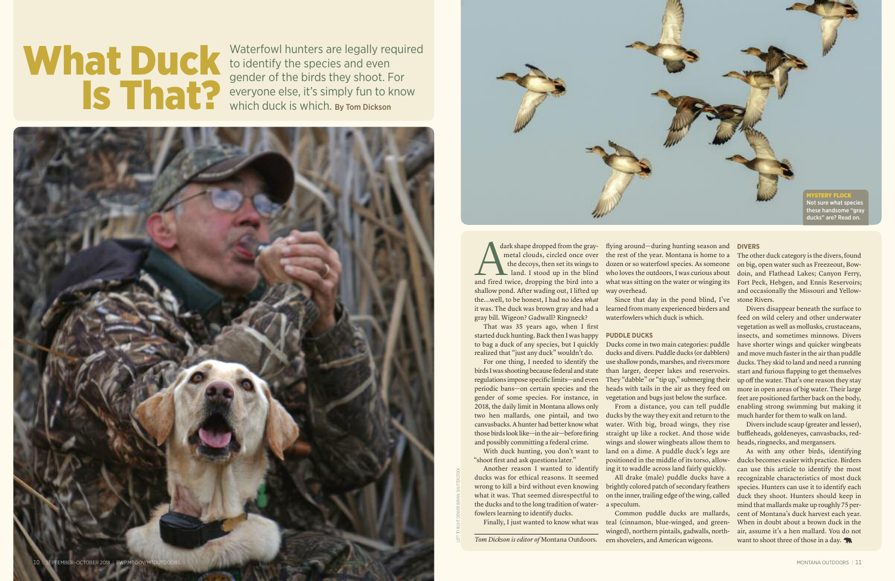# What Duck Is That?

Waterfowl hunters are legally required to identify the species and even gender of the birds they shoot. For everyone else, it's simply fun to know which duck is which. **By Tom Dickson**

**MYSTERY FLOCK**
Not sure what species these handsome "gray ducks" are? Read on.

A dark shape dropped from the gray-metal clouds, circled once over the decoys, then set its wings to land. I stood up in the blind and fired twice, dropping the bird into a shallow pond. After wading out, I lifted up the…well, to be honest, I had no idea *what* it was. The duck was brown gray and had a gray bill. Wigeon? Gadwall? Ringneck?

That was 35 years ago, when I first started duck hunting. Back then I was happy to bag a duck of any species, but I quickly realized that "just any duck" wouldn't do.

For one thing, I needed to identify the birds I was shooting because federal and state regulations impose specific limits—and even periodic bans—on certain species and the gender of some species. For instance, in 2018, the daily limit in Montana allows only two hen mallards, one pintail, and two canvasbacks. A hunter had better know what those birds look like—in the air—before firing and possibly committing a federal crime.

With duck hunting, you don't want to "shoot first and ask questions later."

Another reason I wanted to identify ducks was for ethical reasons. It seemed wrong to kill a bird without even knowing what it was. That seemed disrespectful to the ducks and to the long tradition of waterfowlers learning to identify ducks.

Finally, I just wanted to know what was flying around—during hunting season and the rest of the year. Montana is home to a dozen or so waterfowl species. As someone who loves the outdoors, I was curious about what was sitting on the water or winging its way overhead.

Since that day in the pond blind, I've learned from many experienced birders and waterfowlers which duck is which.

*Tom Dickson is editor of* Montana Outdoors.

## PUDDLE DUCKS

Ducks come in two main categories: puddle ducks and divers. Puddle ducks (or dabblers) use shallow ponds, marshes, and rivers more than larger, deeper lakes and reservoirs. They "dabble" or "tip up," submerging their heads with tails in the air as they feed on vegetation and bugs just below the surface.

From a distance, you can tell puddle ducks by the way they exit and return to the water. With big, broad wings, they rise straight up like a rocket. And those wide wings and slower wingbeats allow them to land on a dime. A puddle duck's legs are positioned in the middle of its torso, allowing it to waddle across land fairly quickly.

All drake (male) puddle ducks have a brightly colored patch of secondary feathers on the inner, trailing edge of the wing, called a speculum.

Common puddle ducks are mallards, teal (cinnamon, blue-winged, and green-winged), northern pintails, gadwalls, northern shovelers, and American wigeons.

## DIVERS

The other duck category is the divers, found on big, open water such as Freezeout, Bowdoin, and Flathead Lakes; Canyon Ferry, Fort Peck, Hebgen, and Ennis Reservoirs; and occasionally the Missouri and Yellowstone Rivers.

Divers disappear beneath the surface to feed on wild celery and other underwater vegetation as well as mollusks, crustaceans, insects, and sometimes minnows. Divers have shorter wings and quicker wingbeats and move much faster in the air than puddle ducks. They skid to land and need a running start and furious flapping to get themselves up off the water. That's one reason they stay more in open areas of big water. Their large feet are positioned farther back on the body, enabling strong swimming but making it much harder for them to walk on land.

Divers include scaup (greater and lesser), buffleheads, goldeneyes, canvasbacks, redheads, ringnecks, and mergansers.

As with any other birds, identifying ducks becomes easier with practice. Birders can use this article to identify the most recognizable characteristics of most duck species. Hunters can use it to identify each duck they shoot. Hunters should keep in mind that mallards make up roughly 75 percent of Montana's duck harvest each year. When in doubt about a brown duck in the air, assume it's a hen mallard. You do not want to shoot three of those in a day.

LEFT TO RIGHT: DENVER BRYAN; SHUTTERSTOCK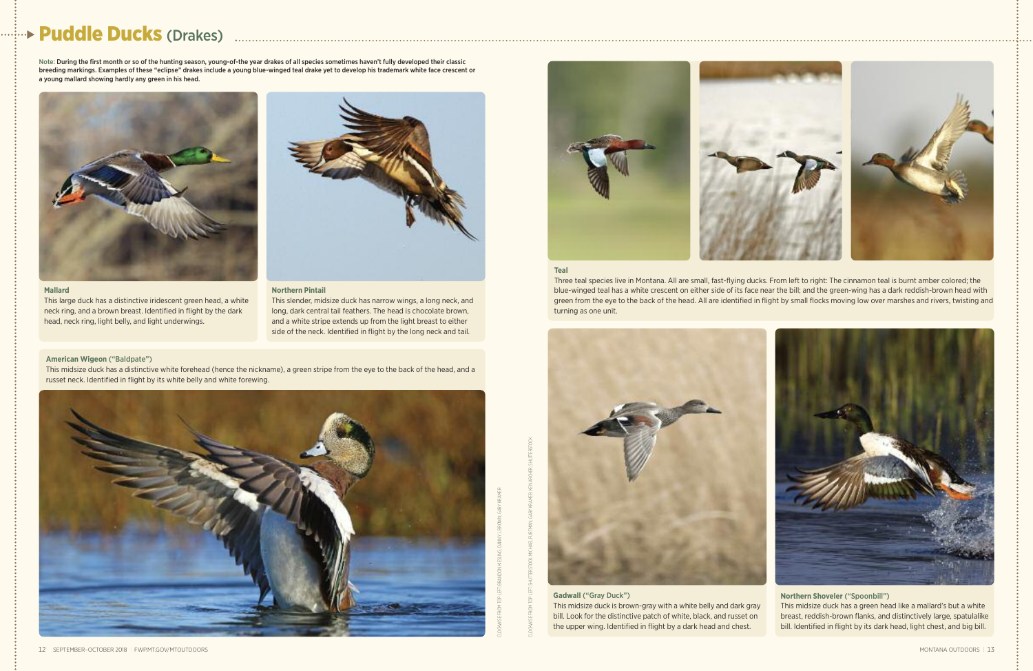# Puddle Ducks (Drakes)

Note: During the first month or so of the hunting season, young-of-the year drakes of all species sometimes haven't fully developed their classic breeding markings. Examples of these "eclipse" drakes include a young blue-winged teal drake yet to develop his trademark white face crescent or a young mallard showing hardly any green in his head.

**Mallard**
This large duck has a distinctive iridescent green head, a white neck ring, and a brown breast. Identified in flight by the dark head, neck ring, light belly, and light underwings.

**Northern Pintail**
This slender, midsize duck has narrow wings, a long neck, and long, dark central tail feathers. The head is chocolate brown, and a white stripe extends up from the light breast to either side of the neck. Identified in flight by the long neck and tail.

**American Wigeon ("Baldpate")**
This midsize duck has a distinctive white forehead (hence the nickname), a green stripe from the eye to the back of the head, and a russet neck. Identified in flight by its white belly and white forewing.

**Teal**
Three teal species live in Montana. All are small, fast-flying ducks. From left to right: The cinnamon teal is burnt amber colored; the blue-winged teal has a white crescent on either side of its face near the bill; and the green-wing has a dark reddish-brown head with green from the eye to the back of the head. All are identified in flight by small flocks moving low over marshes and rivers, twisting and turning as one unit.

**Gadwall ("Gray Duck")**
This midsize duck is brown-gray with a white belly and dark gray bill. Look for the distinctive patch of white, black, and russet on the upper wing. Identified in flight by a dark head and chest.

**Northern Shoveler ("Spoonbill")**
This midsize duck has a green head like a mallard's but a white breast, reddish-brown flanks, and distinctively large, spatulalike bill. Identified in flight by its dark head, light chest, and big bill.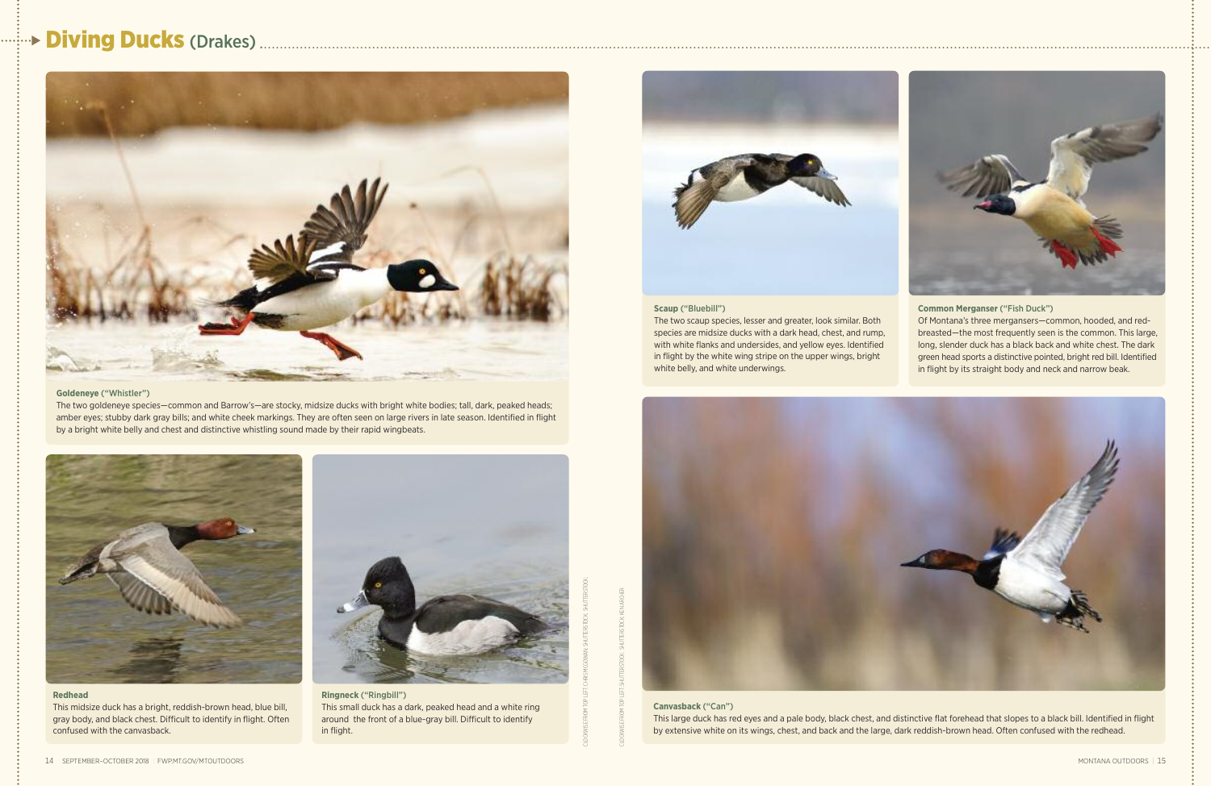# Diving Ducks (Drakes)

**Goldeneye** ("Whistler")
The two goldeneye species—common and Barrow's—are stocky, midsize ducks with bright white bodies; tall, dark, peaked heads; amber eyes; stubby dark gray bills; and white cheek markings. They are often seen on large rivers in late season. Identified in flight by a bright white belly and chest and distinctive whistling sound made by their rapid wingbeats.

**Redhead**
This midsize duck has a bright, reddish-brown head, blue bill, gray body, and black chest. Difficult to identify in flight. Often confused with the canvasback.

**Ringneck** ("Ringbill")
This small duck has a dark, peaked head and a white ring around the front of a blue-gray bill. Difficult to identify in flight.

**Scaup** ("Bluebill")
The two scaup species, lesser and greater, look similar. Both species are midsize ducks with a dark head, chest, and rump, with white flanks and undersides, and yellow eyes. Identified in flight by the white wing stripe on the upper wings, bright white belly, and white underwings.

**Common Merganser** ("Fish Duck")
Of Montana's three mergansers—common, hooded, and red-breasted—the most frequently seen is the common. This large, long, slender duck has a black back and white chest. The dark green head sports a distinctive pointed, bright red bill. Identified in flight by its straight body and neck and narrow beak.

**Canvasback** ("Can")
This large duck has red eyes and a pale body, black chest, and distinctive flat forehead that slopes to a black bill. Identified in flight by extensive white on its wings, chest, and back and the large, dark reddish-brown head. Often confused with the redhead.

CLOCKWISE FROM TOP LEFT: CHROMOSOMAN; SHUTTERSTOCK; SHUTTERSTOCK

CLOCKWISE FROM TOP LEFT: SHUTTERSTOCK; SHUTTERSTOCK; KEN ARCHER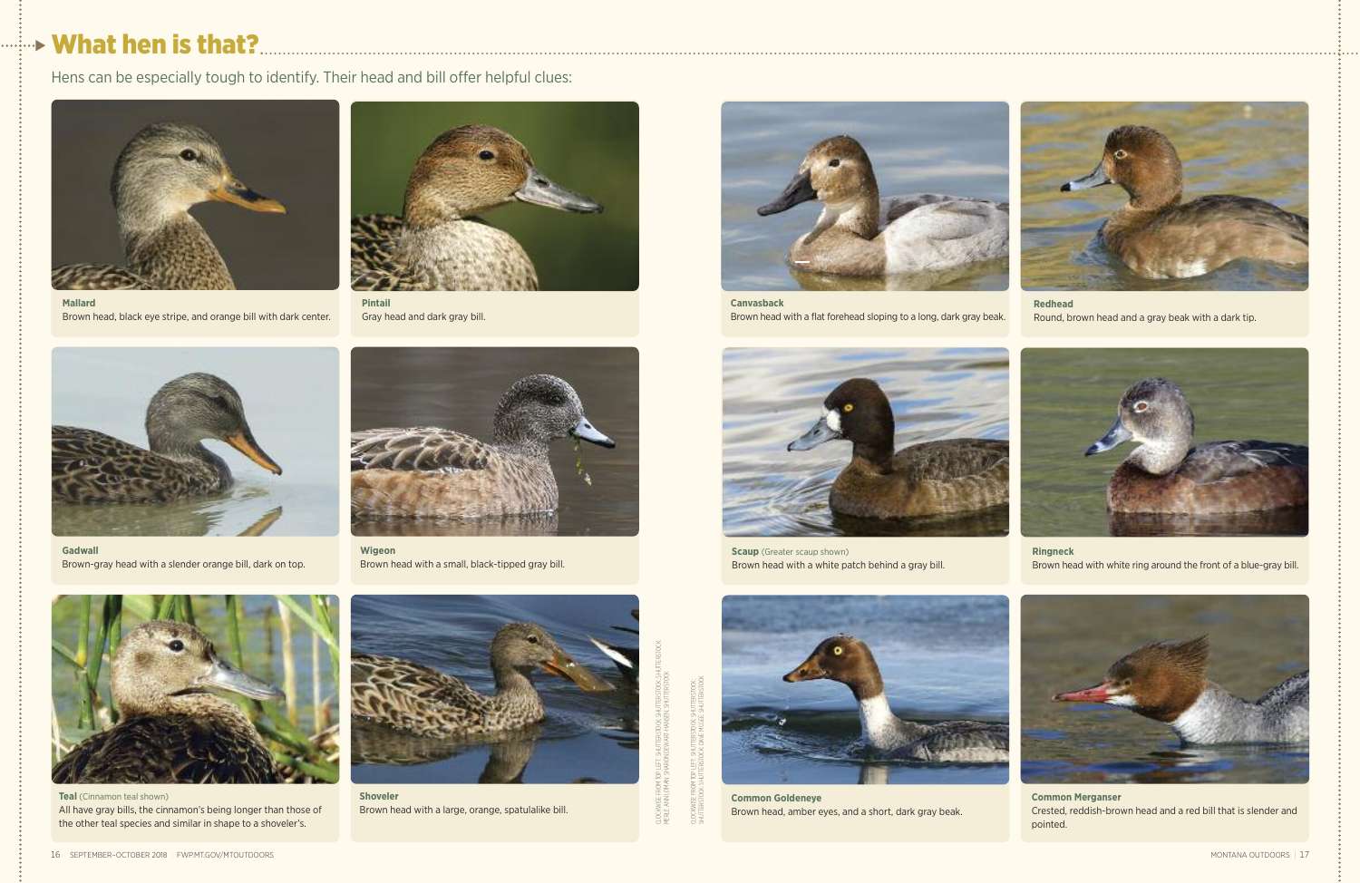## What hen is that?

Hens can be especially tough to identify. Their head and bill offer helpful clues:

**Mallard**
Brown head, black eye stripe, and orange bill with dark center.

**Pintail**
Gray head and dark gray bill.

**Gadwall**
Brown-gray head with a slender orange bill, dark on top.

**Wigeon**
Brown head with a small, black-tipped gray bill.

**Teal** (Cinnamon teal shown)
All have gray bills, the cinnamon's being longer than those of the other teal species and similar in shape to a shoveler's.

**Shoveler**
Brown head with a large, orange, spatulalike bill.

CLOCKWISE FROM TOP LEFT: SHUTTERSTOCK; SHUTTERSTOCK; MERLE ANN LOMAN; SHARON DEWART-HANSEN; SHUTTERSTOCK

**Canvasback**
Brown head with a flat forehead sloping to a long, dark gray beak.

**Redhead**
Round, brown head and a gray beak with a dark tip.

**Scaup** (Greater scaup shown)
Brown head with a white patch behind a gray bill.

**Ringneck**
Brown head with white ring around the front of a blue-gray bill.

**Common Goldeneye**
Brown head, amber eyes, and a short, dark gray beak.

**Common Merganser**
Crested, reddish-brown head and a red bill that is slender and pointed.

CLOCKWISE FROM TOP LEFT: SHUTTERSTOCK; SHUTTERSTOCK; SHUTTERSTOCK; SHUTTERSTOCK; DAVE McGEE; SHUTTERSTOCK